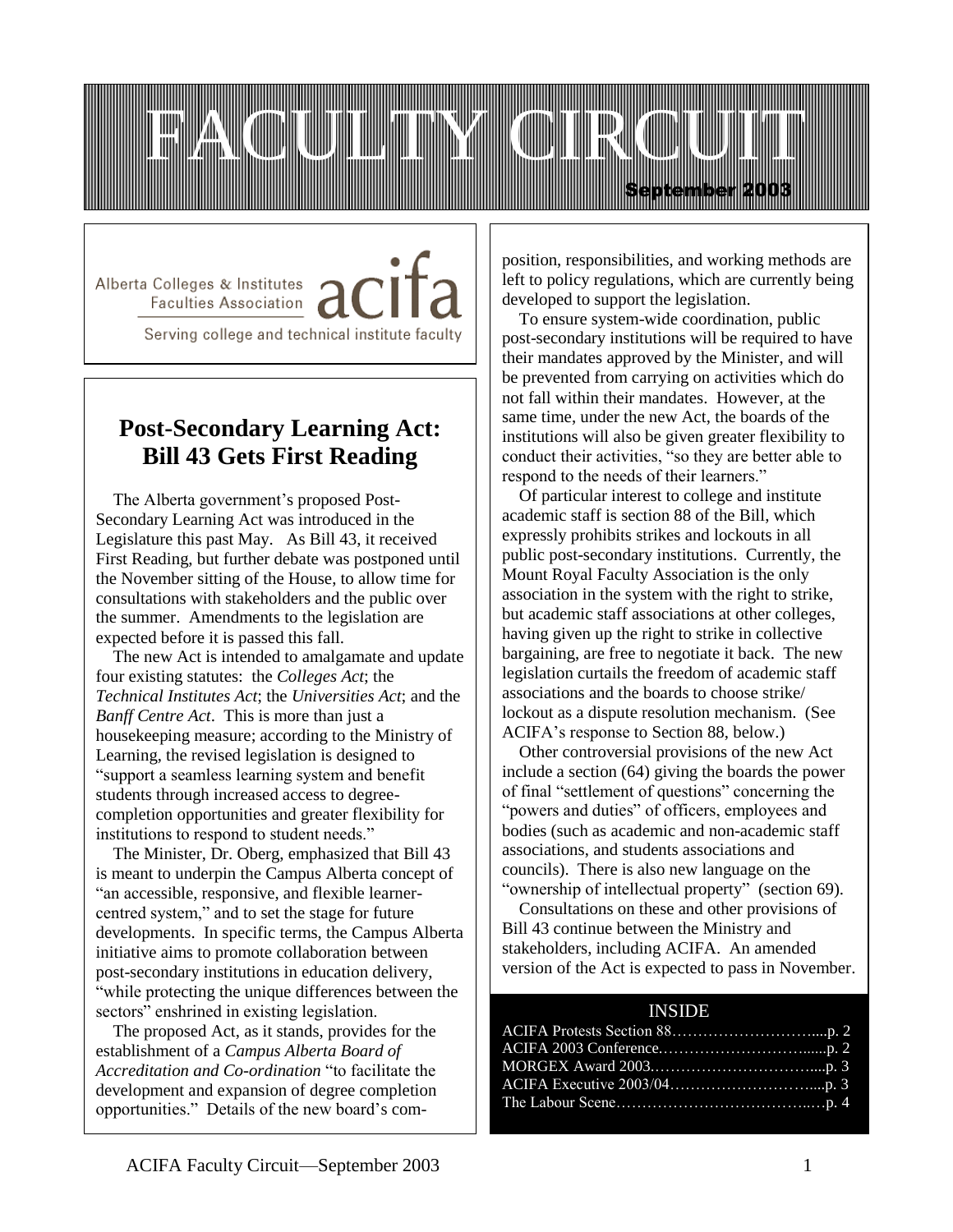# FACULTY CIRCUIT

September 2003

Alberta Colleges & Institutes Faculties Association **acifa**

Serving college and technical institute faculty

## Post-Secondary Learning Act: Bill 43 Gets First Reading

The Alberta government's proposed Post-Secondary Learning Act was introduced in the Legislature this past May. As Bill 43, it received First Reading, but further debate was postponed until the November sitting of the House, to allow time for consultations with stakeholders and the public over the summer. Amendments to the legislation are expected before it is passed this fall.

The new Act is intended to amalgamate and update four existing statutes: the *Colleges Act*; the *Technical Institutes Act*; the *Universities Act*; and the *Banff Centre Act*. This is more than just a housekeeping measure; according to the Ministry of Learning, the revised legislation is designed to "support a seamless learning system and benefit students through increased access to degree-completion opportunities and greater flexibility for institutions to respond to student needs."

The Minister, Dr. Oberg, emphasized that Bill 43 is meant to underpin the Campus Alberta concept of "an accessible, responsive, and flexible learner-centred system," and to set the stage for future developments. In specific terms, the Campus Alberta initiative aims to promote collaboration between post-secondary institutions in education delivery, "while protecting the unique differences between the sectors" enshrined in existing legislation.

The proposed Act, as it stands, provides for the establishment of a *Campus Alberta Board of Accreditation and Co-ordination* "to facilitate the development and expansion of degree completion opportunities." Details of the new board's composition, responsibilities, and working methods are left to policy regulations, which are currently being developed to support the legislation.

To ensure system-wide coordination, public post-secondary institutions will be required to have their mandates approved by the Minister, and will be prevented from carrying on activities which do not fall within their mandates. However, at the same time, under the new Act, the boards of the institutions will also be given greater flexibility to conduct their activities, "so they are better able to respond to the needs of their learners."

Of particular interest to college and institute academic staff is section 88 of the Bill, which expressly prohibits strikes and lockouts in all public post-secondary institutions. Currently, the Mount Royal Faculty Association is the only association in the system with the right to strike, but academic staff associations at other colleges, having given up the right to strike in collective bargaining, are free to negotiate it back. The new legislation curtails the freedom of academic staff associations and the boards to choose strike/lockout as a dispute resolution mechanism. (See ACIFA's response to Section 88, below.)

Other controversial provisions of the new Act include a section (64) giving the boards the power of final "settlement of questions" concerning the "powers and duties" of officers, employees and bodies (such as academic and non-academic staff associations, and students associations and councils). There is also new language on the "ownership of intellectual property" (section 69).

Consultations on these and other provisions of Bill 43 continue between the Ministry and stakeholders, including ACIFA. An amended version of the Act is expected to pass in November.

### INSIDE

- ACIFA Protests Section 88……………………….....p. 2
- ACIFA 2003 Conference.……………………….....p. 2
- MORGEX Award 2003……………………………....p. 3
- ACIFA Executive 2003/04………………………....p. 3
- The Labour Scene………………………………..…p. 4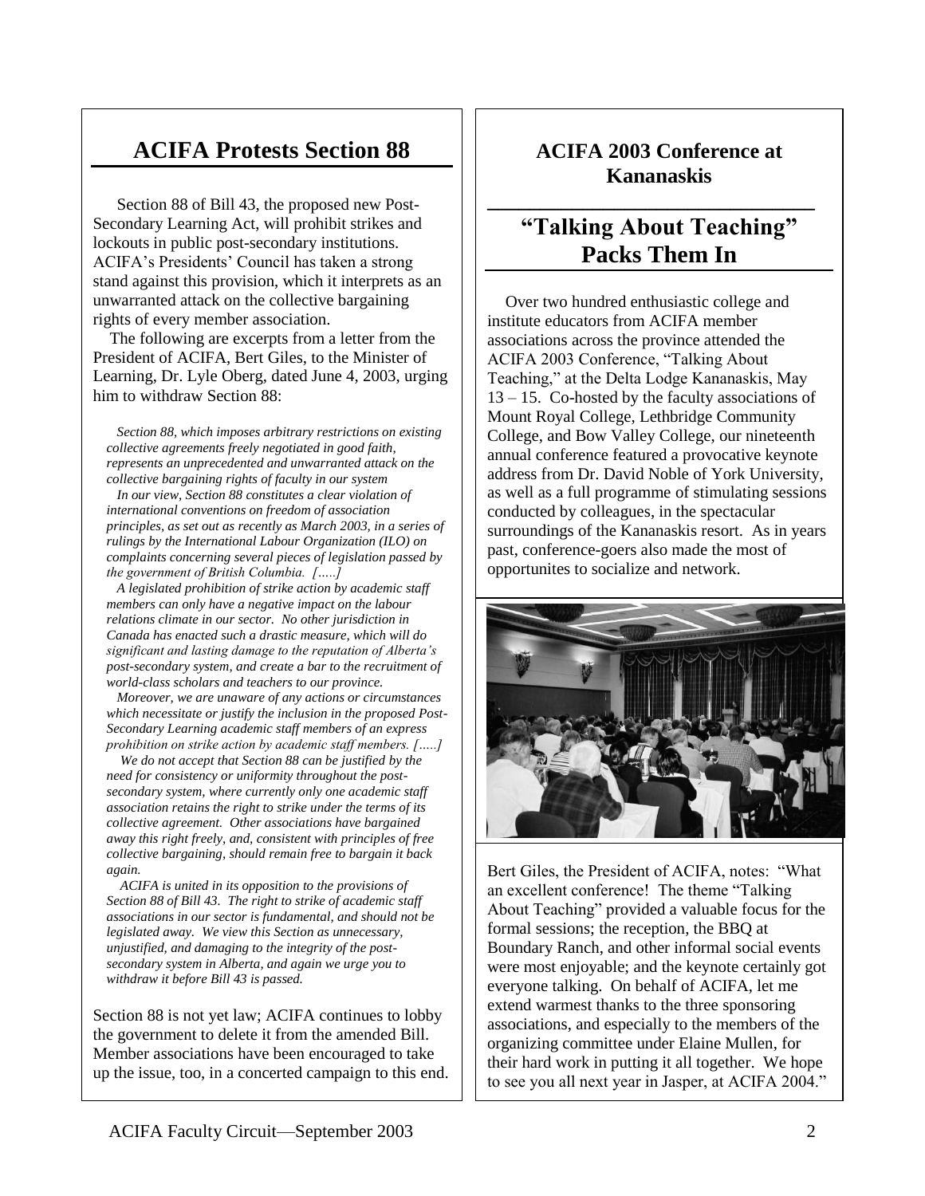# ACIFA Protests Section 88

Section 88 of Bill 43, the proposed new Post-Secondary Learning Act, will prohibit strikes and lockouts in public post-secondary institutions. ACIFA's Presidents' Council has taken a strong stand against this provision, which it interprets as an unwarranted attack on the collective bargaining rights of every member association.

The following are excerpts from a letter from the President of ACIFA, Bert Giles, to the Minister of Learning, Dr. Lyle Oberg, dated June 4, 2003, urging him to withdraw Section 88:

> *Section 88, which imposes arbitrary restrictions on existing collective agreements freely negotiated in good faith, represents an unprecedented and unwarranted attack on the collective bargaining rights of faculty in our system*
>
> *In our view, Section 88 constitutes a clear violation of international conventions on freedom of association principles, as set out as recently as March 2003, in a series of rulings by the International Labour Organization (ILO) on complaints concerning several pieces of legislation passed by the government of British Columbia. [.....]*
>
> *A legislated prohibition of strike action by academic staff members can only have a negative impact on the labour relations climate in our sector. No other jurisdiction in Canada has enacted such a drastic measure, which will do significant and lasting damage to the reputation of Alberta's post-secondary system, and create a bar to the recruitment of world-class scholars and teachers to our province.*
>
> *Moreover, we are unaware of any actions or circumstances which necessitate or justify the inclusion in the proposed Post-Secondary Learning academic staff members of an express prohibition on strike action by academic staff members. [.....]*
>
> *We do not accept that Section 88 can be justified by the need for consistency or uniformity throughout the post-secondary system, where currently only one academic staff association retains the right to strike under the terms of its collective agreement. Other associations have bargained away this right freely, and, consistent with principles of free collective bargaining, should remain free to bargain it back again.*
>
> *ACIFA is united in its opposition to the provisions of Section 88 of Bill 43. The right to strike of academic staff associations in our sector is fundamental, and should not be legislated away. We view this Section as unnecessary, unjustified, and damaging to the integrity of the post-secondary system in Alberta, and again we urge you to withdraw it before Bill 43 is passed.*

Section 88 is not yet law; ACIFA continues to lobby the government to delete it from the amended Bill. Member associations have been encouraged to take up the issue, too, in a concerted campaign to this end.

### ACIFA 2003 Conference at Kananaskis

# "Talking About Teaching" Packs Them In

Over two hundred enthusiastic college and institute educators from ACIFA member associations across the province attended the ACIFA 2003 Conference, "Talking About Teaching," at the Delta Lodge Kananaskis, May 13 – 15. Co-hosted by the faculty associations of Mount Royal College, Lethbridge Community College, and Bow Valley College, our nineteenth annual conference featured a provocative keynote address from Dr. David Noble of York University, as well as a full programme of stimulating sessions conducted by colleagues, in the spectacular surroundings of the Kananaskis resort. As in years past, conference-goers also made the most of opportunites to socialize and network.

Bert Giles, the President of ACIFA, notes: "What an excellent conference! The theme "Talking About Teaching" provided a valuable focus for the formal sessions; the reception, the BBQ at Boundary Ranch, and other informal social events were most enjoyable; and the keynote certainly got everyone talking. On behalf of ACIFA, let me extend warmest thanks to the three sponsoring associations, and especially to the members of the organizing committee under Elaine Mullen, for their hard work in putting it all together. We hope to see you all next year in Jasper, at ACIFA 2004."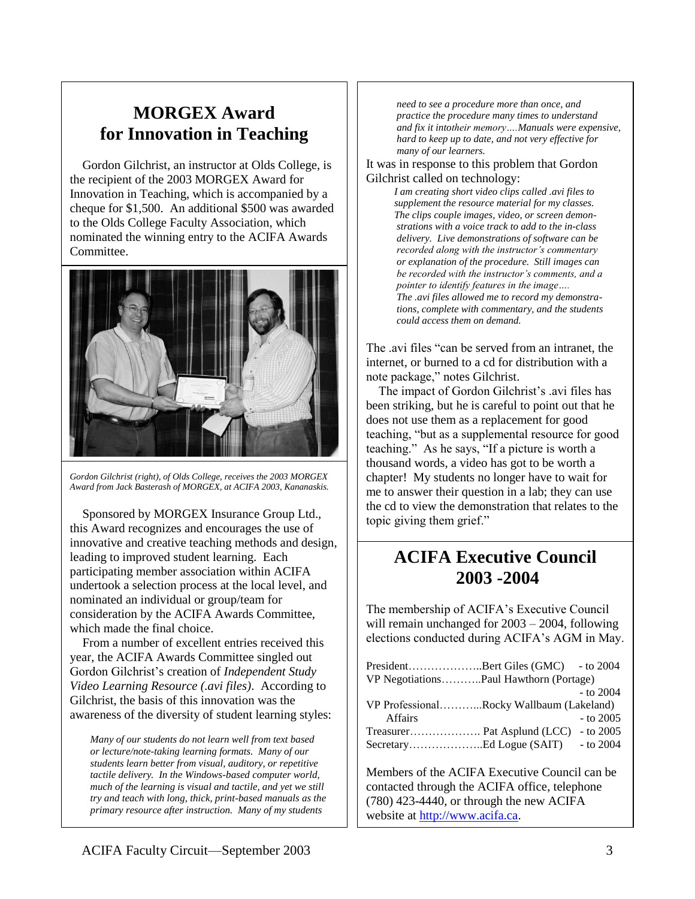## MORGEX Award for Innovation in Teaching

Gordon Gilchrist, an instructor at Olds College, is the recipient of the 2003 MORGEX Award for Innovation in Teaching, which is accompanied by a cheque for $1,500. An additional $500 was awarded to the Olds College Faculty Association, which nominated the winning entry to the ACIFA Awards Committee.

*Gordon Gilchrist (right), of Olds College, receives the 2003 MORGEX Award from Jack Basterash of MORGEX, at ACIFA 2003, Kananaskis.*

Sponsored by MORGEX Insurance Group Ltd., this Award recognizes and encourages the use of innovative and creative teaching methods and design, leading to improved student learning. Each participating member association within ACIFA undertook a selection process at the local level, and nominated an individual or group/team for consideration by the ACIFA Awards Committee, which made the final choice.

From a number of excellent entries received this year, the ACIFA Awards Committee singled out Gordon Gilchrist's creation of *Independent Study Video Learning Resource (.avi files)*. According to Gilchrist, the basis of this innovation was the awareness of the diversity of student learning styles:

> *Many of our students do not learn well from text based or lecture/note-taking learning formats. Many of our students learn better from visual, auditory, or repetitive tactile delivery. In the Windows-based computer world, much of the learning is visual and tactile, and yet we still try and teach with long, thick, print-based manuals as the primary resource after instruction. Many of my students need to see a procedure more than once, and practice the procedure many times to understand and fix it intotheir memory….Manuals were expensive, hard to keep up to date, and not very effective for many of our learners.*

It was in response to this problem that Gordon Gilchrist called on technology:

> *I am creating short video clips called .avi files to supplement the resource material for my classes. The clips couple images, video, or screen demonstrations with a voice track to add to the in-class delivery. Live demonstrations of software can be recorded along with the instructor's commentary or explanation of the procedure. Still images can be recorded with the instructor's comments, and a pointer to identify features in the image….*
> *The .avi files allowed me to record my demonstrations, complete with commentary, and the students could access them on demand.*

The .avi files "can be served from an intranet, the internet, or burned to a cd for distribution with a note package," notes Gilchrist.

The impact of Gordon Gilchrist's .avi files has been striking, but he is careful to point out that he does not use them as a replacement for good teaching, "but as a supplemental resource for good teaching." As he says, "If a picture is worth a thousand words, a video has got to be worth a chapter! My students no longer have to wait for me to answer their question in a lab; they can use the cd to view the demonstration that relates to the topic giving them grief."

## ACIFA Executive Council 2003 -2004

The membership of ACIFA's Executive Council will remain unchanged for 2003 – 2004, following elections conducted during ACIFA's AGM in May.

| Position | Name | Term |
|---|---|---|
| President | Bert Giles (GMC) | - to 2004 |
| VP Negotiations | Paul Hawthorn (Portage) | - to 2004 |
| VP Professional Affairs | Rocky Wallbaum (Lakeland) | - to 2005 |
| Treasurer | Pat Asplund (LCC) | - to 2005 |
| Secretary | Ed Logue (SAIT) | - to 2004 |

Members of the ACIFA Executive Council can be contacted through the ACIFA office, telephone (780) 423-4440, or through the new ACIFA website at http://www.acifa.ca.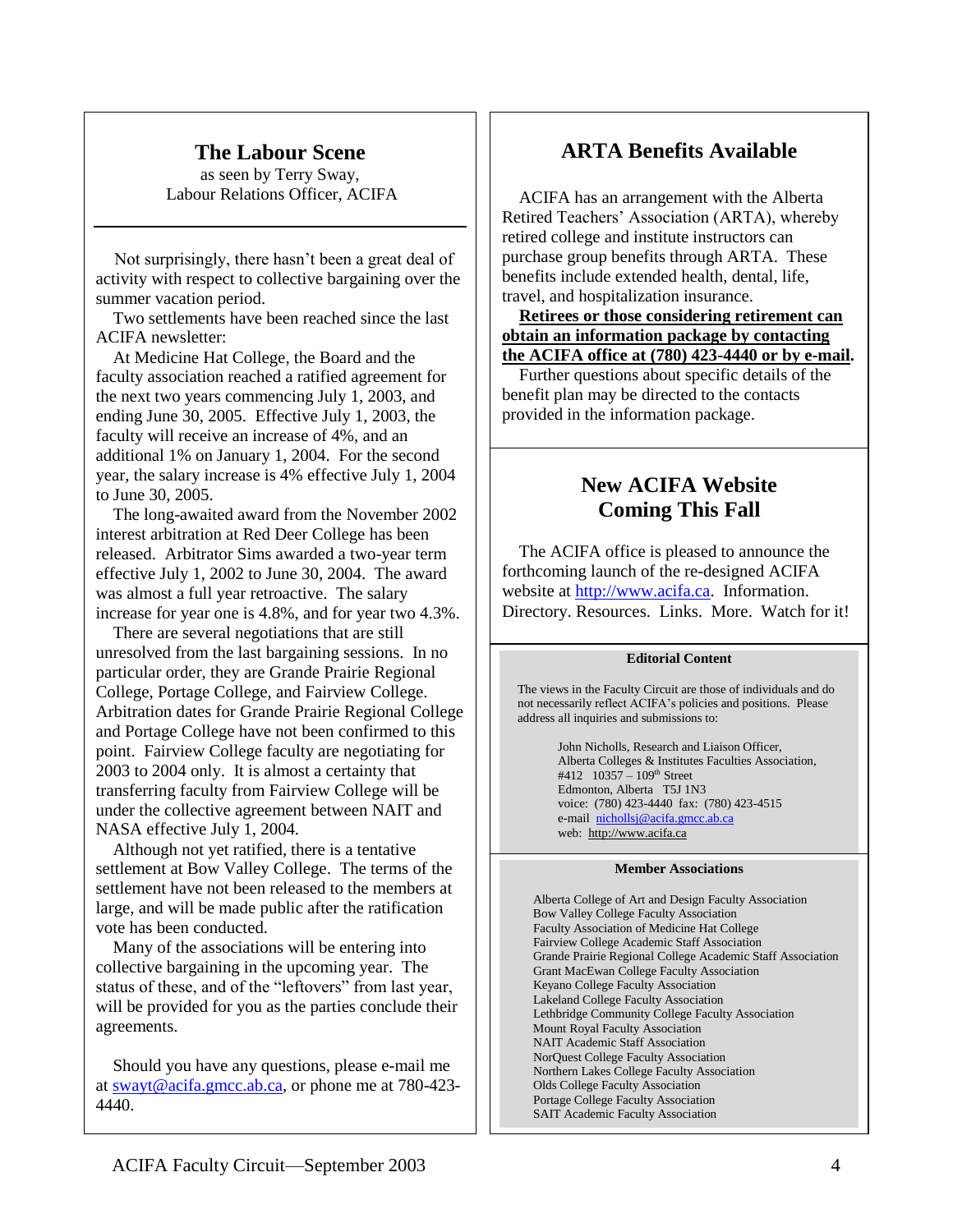## The Labour Scene

as seen by Terry Sway,
Labour Relations Officer, ACIFA

Not surprisingly, there hasn't been a great deal of activity with respect to collective bargaining over the summer vacation period.

Two settlements have been reached since the last ACIFA newsletter:

At Medicine Hat College, the Board and the faculty association reached a ratified agreement for the next two years commencing July 1, 2003, and ending June 30, 2005. Effective July 1, 2003, the faculty will receive an increase of 4%, and an additional 1% on January 1, 2004. For the second year, the salary increase is 4% effective July 1, 2004 to June 30, 2005.

The long-awaited award from the November 2002 interest arbitration at Red Deer College has been released. Arbitrator Sims awarded a two-year term effective July 1, 2002 to June 30, 2004. The award was almost a full year retroactive. The salary increase for year one is 4.8%, and for year two 4.3%.

There are several negotiations that are still unresolved from the last bargaining sessions. In no particular order, they are Grande Prairie Regional College, Portage College, and Fairview College. Arbitration dates for Grande Prairie Regional College and Portage College have not been confirmed to this point. Fairview College faculty are negotiating for 2003 to 2004 only. It is almost a certainty that transferring faculty from Fairview College will be under the collective agreement between NAIT and NASA effective July 1, 2004.

Although not yet ratified, there is a tentative settlement at Bow Valley College. The terms of the settlement have not been released to the members at large, and will be made public after the ratification vote has been conducted.

Many of the associations will be entering into collective bargaining in the upcoming year. The status of these, and of the "leftovers" from last year, will be provided for you as the parties conclude their agreements.

Should you have any questions, please e-mail me at swayt@acifa.gmcc.ab.ca, or phone me at 780-423-4440.

## ARTA Benefits Available

ACIFA has an arrangement with the Alberta Retired Teachers' Association (ARTA), whereby retired college and institute instructors can purchase group benefits through ARTA. These benefits include extended health, dental, life, travel, and hospitalization insurance.

**Retirees or those considering retirement can obtain an information package by contacting the ACIFA office at (780) 423-4440 or by e-mail.**

Further questions about specific details of the benefit plan may be directed to the contacts provided in the information package.

## New ACIFA Website Coming This Fall

The ACIFA office is pleased to announce the forthcoming launch of the re-designed ACIFA website at http://www.acifa.ca. Information. Directory. Resources. Links. More. Watch for it!

**Editorial Content**

The views in the Faculty Circuit are those of individuals and do not necessarily reflect ACIFA's policies and positions. Please address all inquiries and submissions to:

John Nicholls, Research and Liaison Officer,
Alberta Colleges & Institutes Faculties Association,
#412 10357 – 109th Street
Edmonton, Alberta T5J 1N3
voice: (780) 423-4440 fax: (780) 423-4515
e-mail nichollsj@acifa.gmcc.ab.ca
web: http://www.acifa.ca

**Member Associations**

Alberta College of Art and Design Faculty Association
Bow Valley College Faculty Association
Faculty Association of Medicine Hat College
Fairview College Academic Staff Association
Grande Prairie Regional College Academic Staff Association
Grant MacEwan College Faculty Association
Keyano College Faculty Association
Lakeland College Faculty Association
Lethbridge Community College Faculty Association
Mount Royal Faculty Association
NAIT Academic Staff Association
NorQuest College Faculty Association
Northern Lakes College Faculty Association
Olds College Faculty Association
Portage College Faculty Association
SAIT Academic Faculty Association